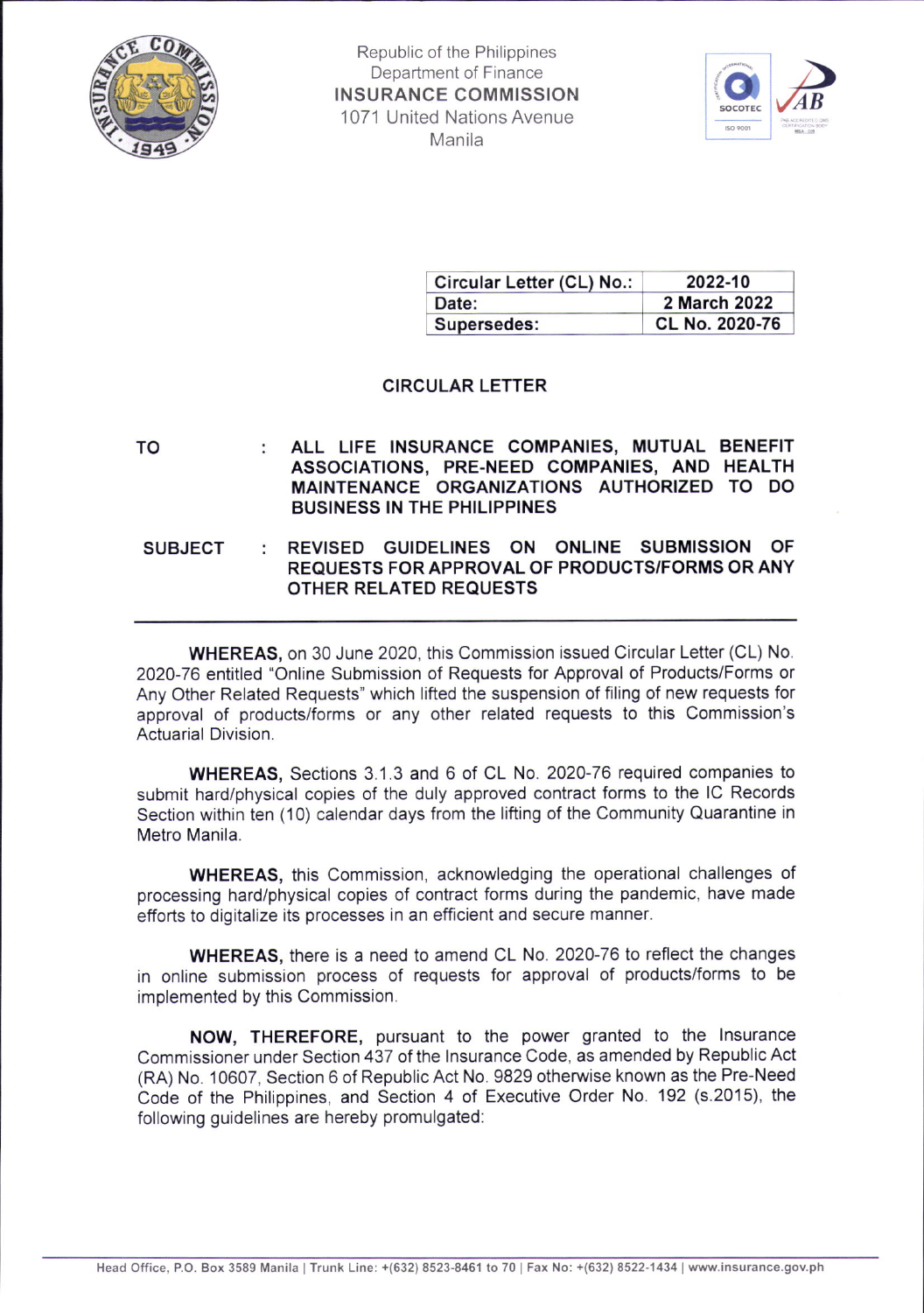Republic of the Philippines
Department of Finance
**INSURANCE COMMISSION**
1071 United Nations Avenue
Manila

| Circular Letter (CL) No.: | 2022-10 |
|---|---|
| Date: | 2 March 2022 |
| Supersedes: | CL No. 2020-76 |

## CIRCULAR LETTER

**TO** : **ALL LIFE INSURANCE COMPANIES, MUTUAL BENEFIT ASSOCIATIONS, PRE-NEED COMPANIES, AND HEALTH MAINTENANCE ORGANIZATIONS AUTHORIZED TO DO BUSINESS IN THE PHILIPPINES**

**SUBJECT** : **REVISED GUIDELINES ON ONLINE SUBMISSION OF REQUESTS FOR APPROVAL OF PRODUCTS/FORMS OR ANY OTHER RELATED REQUESTS**

---

**WHEREAS,** on 30 June 2020, this Commission issued Circular Letter (CL) No. 2020-76 entitled "Online Submission of Requests for Approval of Products/Forms or Any Other Related Requests" which lifted the suspension of filing of new requests for approval of products/forms or any other related requests to this Commission's Actuarial Division.

**WHEREAS,** Sections 3.1.3 and 6 of CL No. 2020-76 required companies to submit hard/physical copies of the duly approved contract forms to the IC Records Section within ten (10) calendar days from the lifting of the Community Quarantine in Metro Manila.

**WHEREAS,** this Commission, acknowledging the operational challenges of processing hard/physical copies of contract forms during the pandemic, have made efforts to digitalize its processes in an efficient and secure manner.

**WHEREAS,** there is a need to amend CL No. 2020-76 to reflect the changes in online submission process of requests for approval of products/forms to be implemented by this Commission.

**NOW, THEREFORE,** pursuant to the power granted to the Insurance Commissioner under Section 437 of the Insurance Code, as amended by Republic Act (RA) No. 10607, Section 6 of Republic Act No. 9829 otherwise known as the Pre-Need Code of the Philippines, and Section 4 of Executive Order No. 192 (s.2015), the following guidelines are hereby promulgated: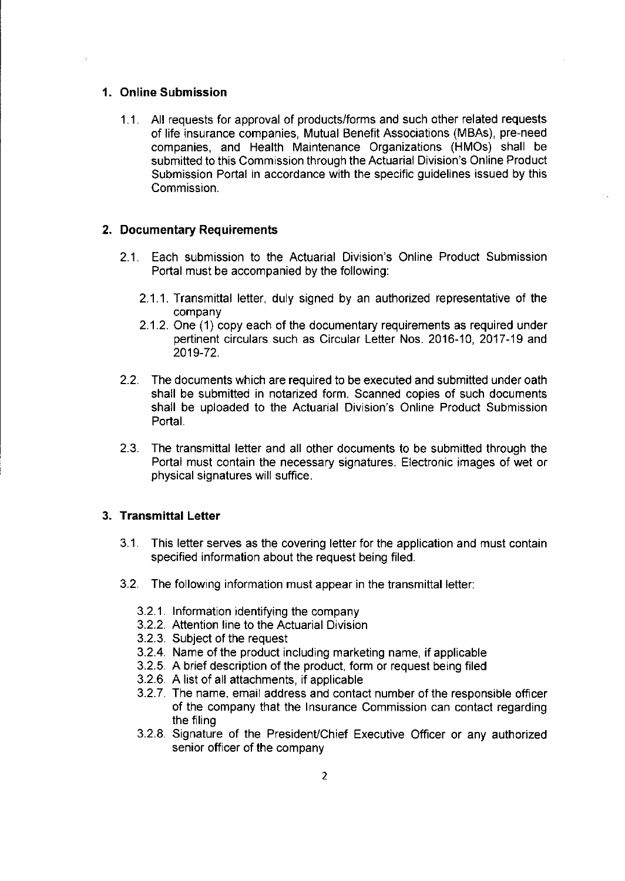## 1. Online Submission

1.1. All requests for approval of products/forms and such other related requests of life insurance companies, Mutual Benefit Associations (MBAs), pre-need companies, and Health Maintenance Organizations (HMOs) shall be submitted to this Commission through the Actuarial Division's Online Product Submission Portal in accordance with the specific guidelines issued by this Commission.

## 2. Documentary Requirements

2.1. Each submission to the Actuarial Division's Online Product Submission Portal must be accompanied by the following:

2.1.1. Transmittal letter, duly signed by an authorized representative of the company

2.1.2. One (1) copy each of the documentary requirements as required under pertinent circulars such as Circular Letter Nos. 2016-10, 2017-19 and 2019-72.

2.2. The documents which are required to be executed and submitted under oath shall be submitted in notarized form. Scanned copies of such documents shall be uploaded to the Actuarial Division's Online Product Submission Portal.

2.3. The transmittal letter and all other documents to be submitted through the Portal must contain the necessary signatures. Electronic images of wet or physical signatures will suffice.

## 3. Transmittal Letter

3.1. This letter serves as the covering letter for the application and must contain specified information about the request being filed.

3.2. The following information must appear in the transmittal letter:

3.2.1. Information identifying the company

3.2.2. Attention line to the Actuarial Division

3.2.3. Subject of the request

3.2.4. Name of the product including marketing name, if applicable

3.2.5. A brief description of the product, form or request being filed

3.2.6. A list of all attachments, if applicable

3.2.7. The name, email address and contact number of the responsible officer of the company that the Insurance Commission can contact regarding the filing

3.2.8. Signature of the President/Chief Executive Officer or any authorized senior officer of the company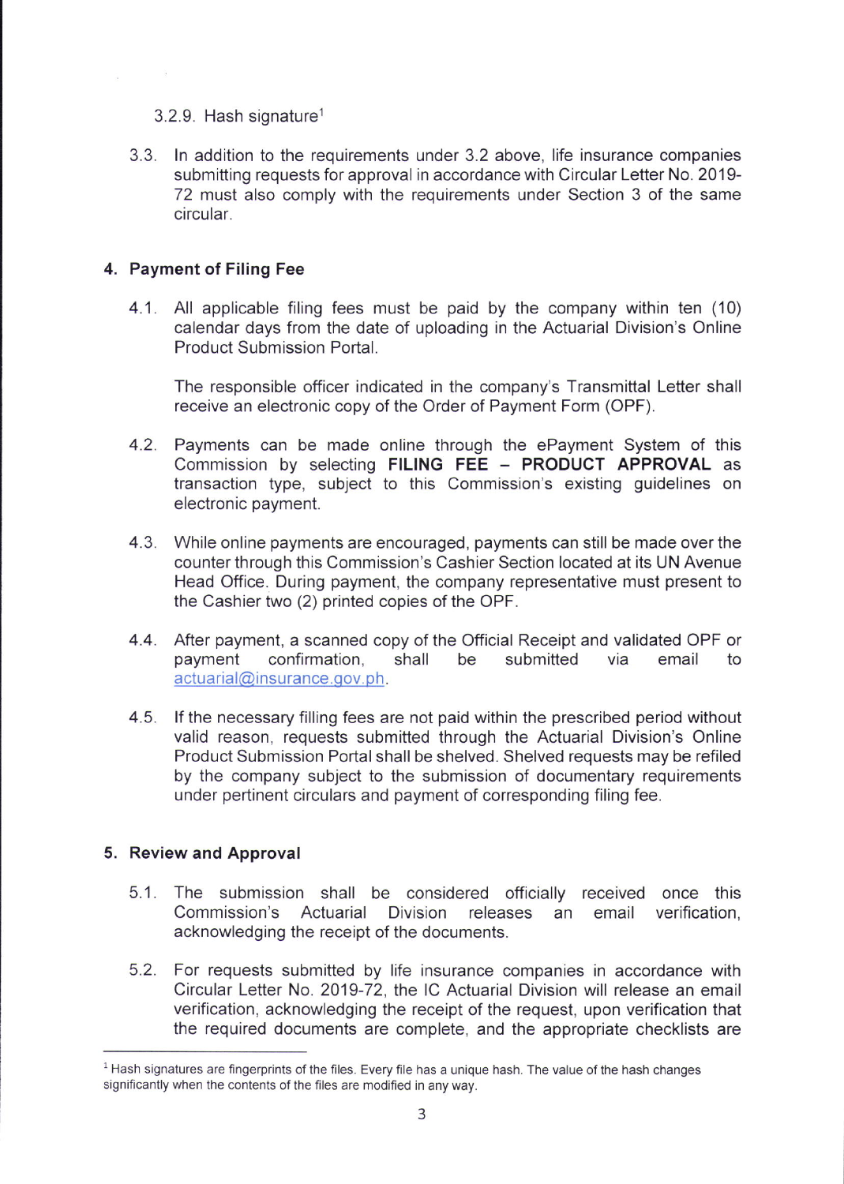3.2.9. Hash signature[1]

3.3. In addition to the requirements under 3.2 above, life insurance companies submitting requests for approval in accordance with Circular Letter No. 2019-72 must also comply with the requirements under Section 3 of the same circular.

## 4. Payment of Filing Fee

4.1. All applicable filing fees must be paid by the company within ten (10) calendar days from the date of uploading in the Actuarial Division's Online Product Submission Portal.

The responsible officer indicated in the company's Transmittal Letter shall receive an electronic copy of the Order of Payment Form (OPF).

4.2. Payments can be made online through the ePayment System of this Commission by selecting **FILING FEE – PRODUCT APPROVAL** as transaction type, subject to this Commission's existing guidelines on electronic payment.

4.3. While online payments are encouraged, payments can still be made over the counter through this Commission's Cashier Section located at its UN Avenue Head Office. During payment, the company representative must present to the Cashier two (2) printed copies of the OPF.

4.4. After payment, a scanned copy of the Official Receipt and validated OPF or payment confirmation, shall be submitted via email to actuarial@insurance.gov.ph.

4.5. If the necessary filling fees are not paid within the prescribed period without valid reason, requests submitted through the Actuarial Division's Online Product Submission Portal shall be shelved. Shelved requests may be refiled by the company subject to the submission of documentary requirements under pertinent circulars and payment of corresponding filing fee.

## 5. Review and Approval

5.1. The submission shall be considered officially received once this Commission's Actuarial Division releases an email verification, acknowledging the receipt of the documents.

5.2. For requests submitted by life insurance companies in accordance with Circular Letter No. 2019-72, the IC Actuarial Division will release an email verification, acknowledging the receipt of the request, upon verification that the required documents are complete, and the appropriate checklists are

---

[1] Hash signatures are fingerprints of the files. Every file has a unique hash. The value of the hash changes significantly when the contents of the files are modified in any way.